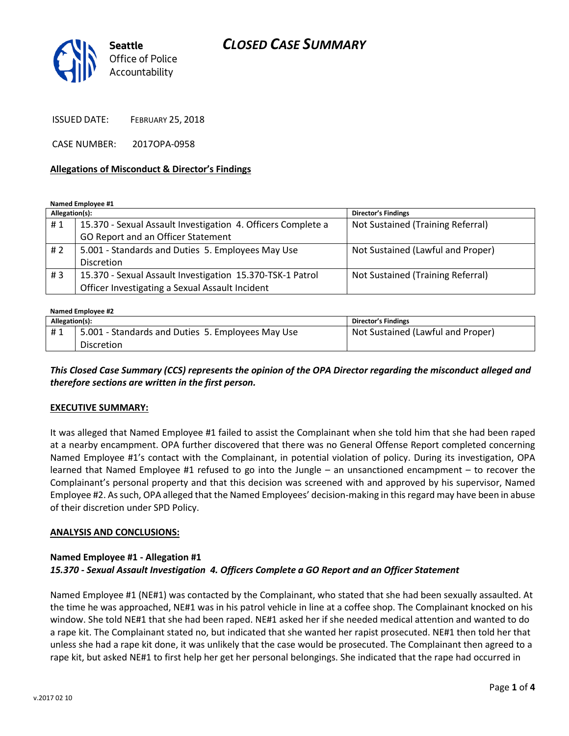Seattle Office of Police Accountability

# CLOSED CASE SUMMARY

ISSUED DATE: FEBRUARY 25, 2018

CASE NUMBER: 2017OPA-0958

## Allegations of Misconduct & Director's Findings

**Named Employee #1**

| Allegation(s): | | Director's Findings |
|---|---|---|
| # 1 | 15.370 - Sexual Assault Investigation 4. Officers Complete a GO Report and an Officer Statement | Not Sustained (Training Referral) |
| # 2 | 5.001 - Standards and Duties 5. Employees May Use Discretion | Not Sustained (Lawful and Proper) |
| # 3 | 15.370 - Sexual Assault Investigation 15.370-TSK-1 Patrol Officer Investigating a Sexual Assault Incident | Not Sustained (Training Referral) |

**Named Employee #2**

| Allegation(s): | | Director's Findings |
|---|---|---|
| # 1 | 5.001 - Standards and Duties 5. Employees May Use Discretion | Not Sustained (Lawful and Proper) |

***This Closed Case Summary (CCS) represents the opinion of the OPA Director regarding the misconduct alleged and therefore sections are written in the first person.***

## EXECUTIVE SUMMARY:

It was alleged that Named Employee #1 failed to assist the Complainant when she told him that she had been raped at a nearby encampment. OPA further discovered that there was no General Offense Report completed concerning Named Employee #1's contact with the Complainant, in potential violation of policy. During its investigation, OPA learned that Named Employee #1 refused to go into the Jungle – an unsanctioned encampment – to recover the Complainant's personal property and that this decision was screened with and approved by his supervisor, Named Employee #2. As such, OPA alleged that the Named Employees' decision-making in this regard may have been in abuse of their discretion under SPD Policy.

## ANALYSIS AND CONCLUSIONS:

### Named Employee #1 - Allegation #1
***15.370 - Sexual Assault Investigation 4. Officers Complete a GO Report and an Officer Statement***

Named Employee #1 (NE#1) was contacted by the Complainant, who stated that she had been sexually assaulted. At the time he was approached, NE#1 was in his patrol vehicle in line at a coffee shop. The Complainant knocked on his window. She told NE#1 that she had been raped. NE#1 asked her if she needed medical attention and wanted to do a rape kit. The Complainant stated no, but indicated that she wanted her rapist prosecuted. NE#1 then told her that unless she had a rape kit done, it was unlikely that the case would be prosecuted. The Complainant then agreed to a rape kit, but asked NE#1 to first help her get her personal belongings. She indicated that the rape had occurred in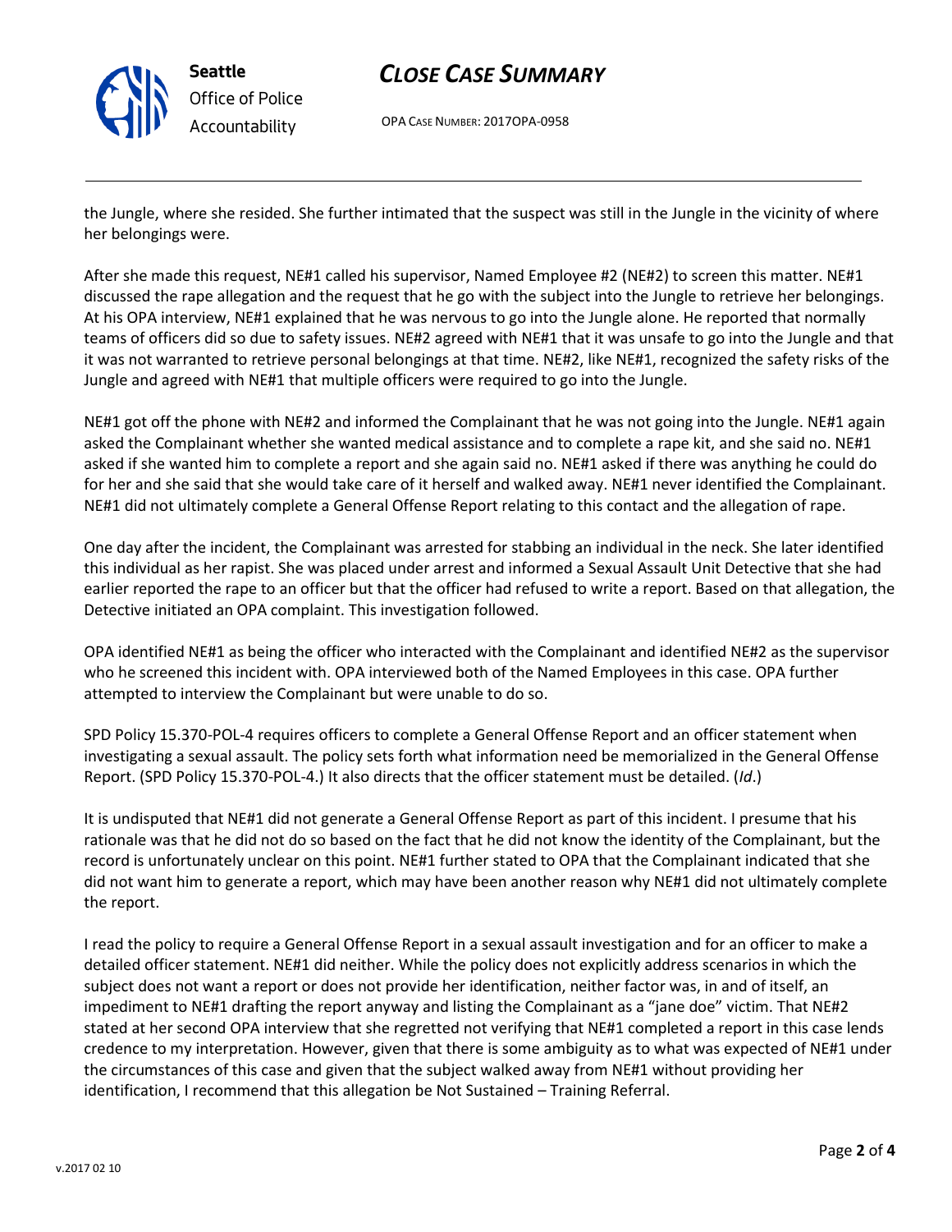the Jungle, where she resided. She further intimated that the suspect was still in the Jungle in the vicinity of where her belongings were.

After she made this request, NE#1 called his supervisor, Named Employee #2 (NE#2) to screen this matter. NE#1 discussed the rape allegation and the request that he go with the subject into the Jungle to retrieve her belongings. At his OPA interview, NE#1 explained that he was nervous to go into the Jungle alone. He reported that normally teams of officers did so due to safety issues. NE#2 agreed with NE#1 that it was unsafe to go into the Jungle and that it was not warranted to retrieve personal belongings at that time. NE#2, like NE#1, recognized the safety risks of the Jungle and agreed with NE#1 that multiple officers were required to go into the Jungle.

NE#1 got off the phone with NE#2 and informed the Complainant that he was not going into the Jungle. NE#1 again asked the Complainant whether she wanted medical assistance and to complete a rape kit, and she said no. NE#1 asked if she wanted him to complete a report and she again said no. NE#1 asked if there was anything he could do for her and she said that she would take care of it herself and walked away. NE#1 never identified the Complainant. NE#1 did not ultimately complete a General Offense Report relating to this contact and the allegation of rape.

One day after the incident, the Complainant was arrested for stabbing an individual in the neck. She later identified this individual as her rapist. She was placed under arrest and informed a Sexual Assault Unit Detective that she had earlier reported the rape to an officer but that the officer had refused to write a report. Based on that allegation, the Detective initiated an OPA complaint. This investigation followed.

OPA identified NE#1 as being the officer who interacted with the Complainant and identified NE#2 as the supervisor who he screened this incident with. OPA interviewed both of the Named Employees in this case. OPA further attempted to interview the Complainant but were unable to do so.

SPD Policy 15.370-POL-4 requires officers to complete a General Offense Report and an officer statement when investigating a sexual assault. The policy sets forth what information need be memorialized in the General Offense Report. (SPD Policy 15.370-POL-4.) It also directs that the officer statement must be detailed. (*Id*.)

It is undisputed that NE#1 did not generate a General Offense Report as part of this incident. I presume that his rationale was that he did not do so based on the fact that he did not know the identity of the Complainant, but the record is unfortunately unclear on this point. NE#1 further stated to OPA that the Complainant indicated that she did not want him to generate a report, which may have been another reason why NE#1 did not ultimately complete the report.

I read the policy to require a General Offense Report in a sexual assault investigation and for an officer to make a detailed officer statement. NE#1 did neither. While the policy does not explicitly address scenarios in which the subject does not want a report or does not provide her identification, neither factor was, in and of itself, an impediment to NE#1 drafting the report anyway and listing the Complainant as a "jane doe" victim. That NE#2 stated at her second OPA interview that she regretted not verifying that NE#1 completed a report in this case lends credence to my interpretation. However, given that there is some ambiguity as to what was expected of NE#1 under the circumstances of this case and given that the subject walked away from NE#1 without providing her identification, I recommend that this allegation be Not Sustained – Training Referral.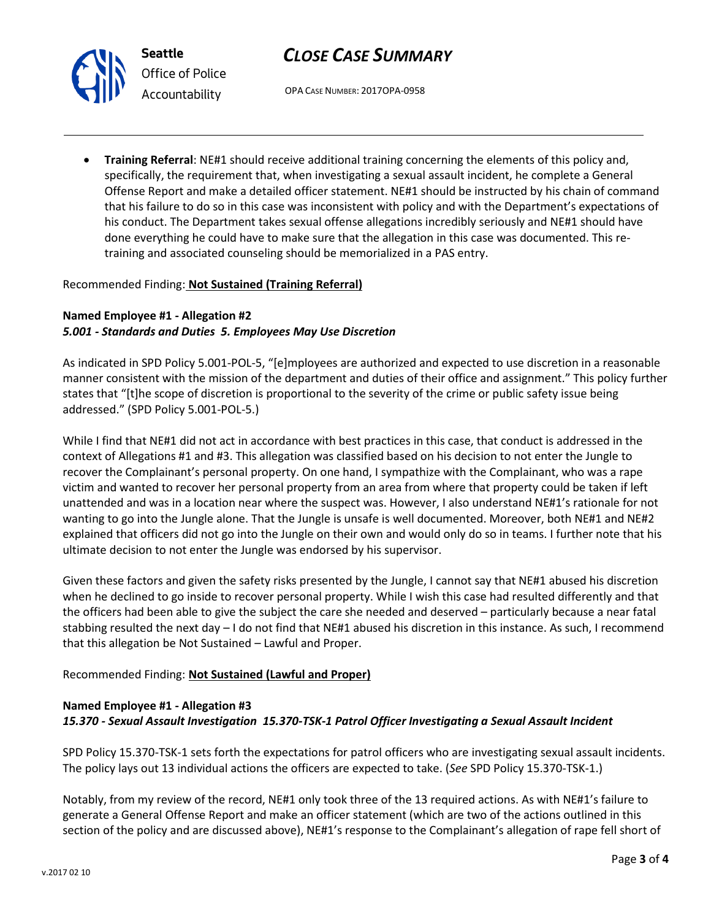- **Training Referral**: NE#1 should receive additional training concerning the elements of this policy and, specifically, the requirement that, when investigating a sexual assault incident, he complete a General Offense Report and make a detailed officer statement. NE#1 should be instructed by his chain of command that his failure to do so in this case was inconsistent with policy and with the Department's expectations of his conduct. The Department takes sexual offense allegations incredibly seriously and NE#1 should have done everything he could have to make sure that the allegation in this case was documented. This re-training and associated counseling should be memorialized in a PAS entry.

Recommended Finding: **Not Sustained (Training Referral)**

**Named Employee #1 - Allegation #2**
***5.001 - Standards and Duties 5. Employees May Use Discretion***

As indicated in SPD Policy 5.001-POL-5, "[e]mployees are authorized and expected to use discretion in a reasonable manner consistent with the mission of the department and duties of their office and assignment." This policy further states that "[t]he scope of discretion is proportional to the severity of the crime or public safety issue being addressed." (SPD Policy 5.001-POL-5.)

While I find that NE#1 did not act in accordance with best practices in this case, that conduct is addressed in the context of Allegations #1 and #3. This allegation was classified based on his decision to not enter the Jungle to recover the Complainant's personal property. On one hand, I sympathize with the Complainant, who was a rape victim and wanted to recover her personal property from an area from where that property could be taken if left unattended and was in a location near where the suspect was. However, I also understand NE#1's rationale for not wanting to go into the Jungle alone. That the Jungle is unsafe is well documented. Moreover, both NE#1 and NE#2 explained that officers did not go into the Jungle on their own and would only do so in teams. I further note that his ultimate decision to not enter the Jungle was endorsed by his supervisor.

Given these factors and given the safety risks presented by the Jungle, I cannot say that NE#1 abused his discretion when he declined to go inside to recover personal property. While I wish this case had resulted differently and that the officers had been able to give the subject the care she needed and deserved – particularly because a near fatal stabbing resulted the next day – I do not find that NE#1 abused his discretion in this instance. As such, I recommend that this allegation be Not Sustained – Lawful and Proper.

Recommended Finding: **Not Sustained (Lawful and Proper)**

**Named Employee #1 - Allegation #3**
***15.370 - Sexual Assault Investigation 15.370-TSK-1 Patrol Officer Investigating a Sexual Assault Incident***

SPD Policy 15.370-TSK-1 sets forth the expectations for patrol officers who are investigating sexual assault incidents. The policy lays out 13 individual actions the officers are expected to take. (*See* SPD Policy 15.370-TSK-1.)

Notably, from my review of the record, NE#1 only took three of the 13 required actions. As with NE#1's failure to generate a General Offense Report and make an officer statement (which are two of the actions outlined in this section of the policy and are discussed above), NE#1's response to the Complainant's allegation of rape fell short of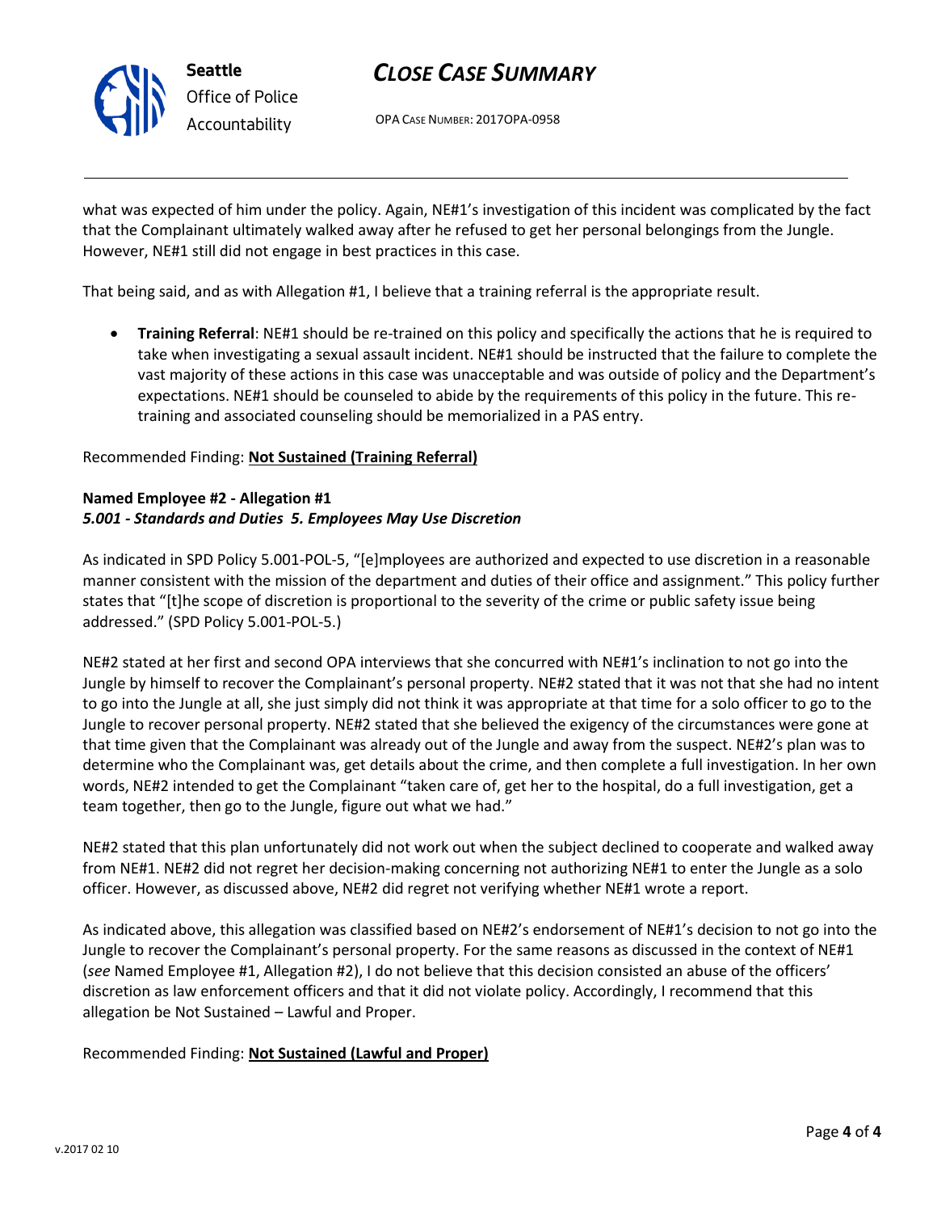what was expected of him under the policy. Again, NE#1's investigation of this incident was complicated by the fact that the Complainant ultimately walked away after he refused to get her personal belongings from the Jungle. However, NE#1 still did not engage in best practices in this case.

That being said, and as with Allegation #1, I believe that a training referral is the appropriate result.

- **Training Referral**: NE#1 should be re-trained on this policy and specifically the actions that he is required to take when investigating a sexual assault incident. NE#1 should be instructed that the failure to complete the vast majority of these actions in this case was unacceptable and was outside of policy and the Department's expectations. NE#1 should be counseled to abide by the requirements of this policy in the future. This re-training and associated counseling should be memorialized in a PAS entry.

Recommended Finding: **Not Sustained (Training Referral)**

**Named Employee #2 - Allegation #1**
***5.001 - Standards and Duties 5. Employees May Use Discretion***

As indicated in SPD Policy 5.001-POL-5, "[e]mployees are authorized and expected to use discretion in a reasonable manner consistent with the mission of the department and duties of their office and assignment." This policy further states that "[t]he scope of discretion is proportional to the severity of the crime or public safety issue being addressed." (SPD Policy 5.001-POL-5.)

NE#2 stated at her first and second OPA interviews that she concurred with NE#1's inclination to not go into the Jungle by himself to recover the Complainant's personal property. NE#2 stated that it was not that she had no intent to go into the Jungle at all, she just simply did not think it was appropriate at that time for a solo officer to go to the Jungle to recover personal property. NE#2 stated that she believed the exigency of the circumstances were gone at that time given that the Complainant was already out of the Jungle and away from the suspect. NE#2's plan was to determine who the Complainant was, get details about the crime, and then complete a full investigation. In her own words, NE#2 intended to get the Complainant "taken care of, get her to the hospital, do a full investigation, get a team together, then go to the Jungle, figure out what we had."

NE#2 stated that this plan unfortunately did not work out when the subject declined to cooperate and walked away from NE#1. NE#2 did not regret her decision-making concerning not authorizing NE#1 to enter the Jungle as a solo officer. However, as discussed above, NE#2 did regret not verifying whether NE#1 wrote a report.

As indicated above, this allegation was classified based on NE#2's endorsement of NE#1's decision to not go into the Jungle to recover the Complainant's personal property. For the same reasons as discussed in the context of NE#1 (*see* Named Employee #1, Allegation #2), I do not believe that this decision consisted an abuse of the officers' discretion as law enforcement officers and that it did not violate policy. Accordingly, I recommend that this allegation be Not Sustained – Lawful and Proper.

Recommended Finding: **Not Sustained (Lawful and Proper)**